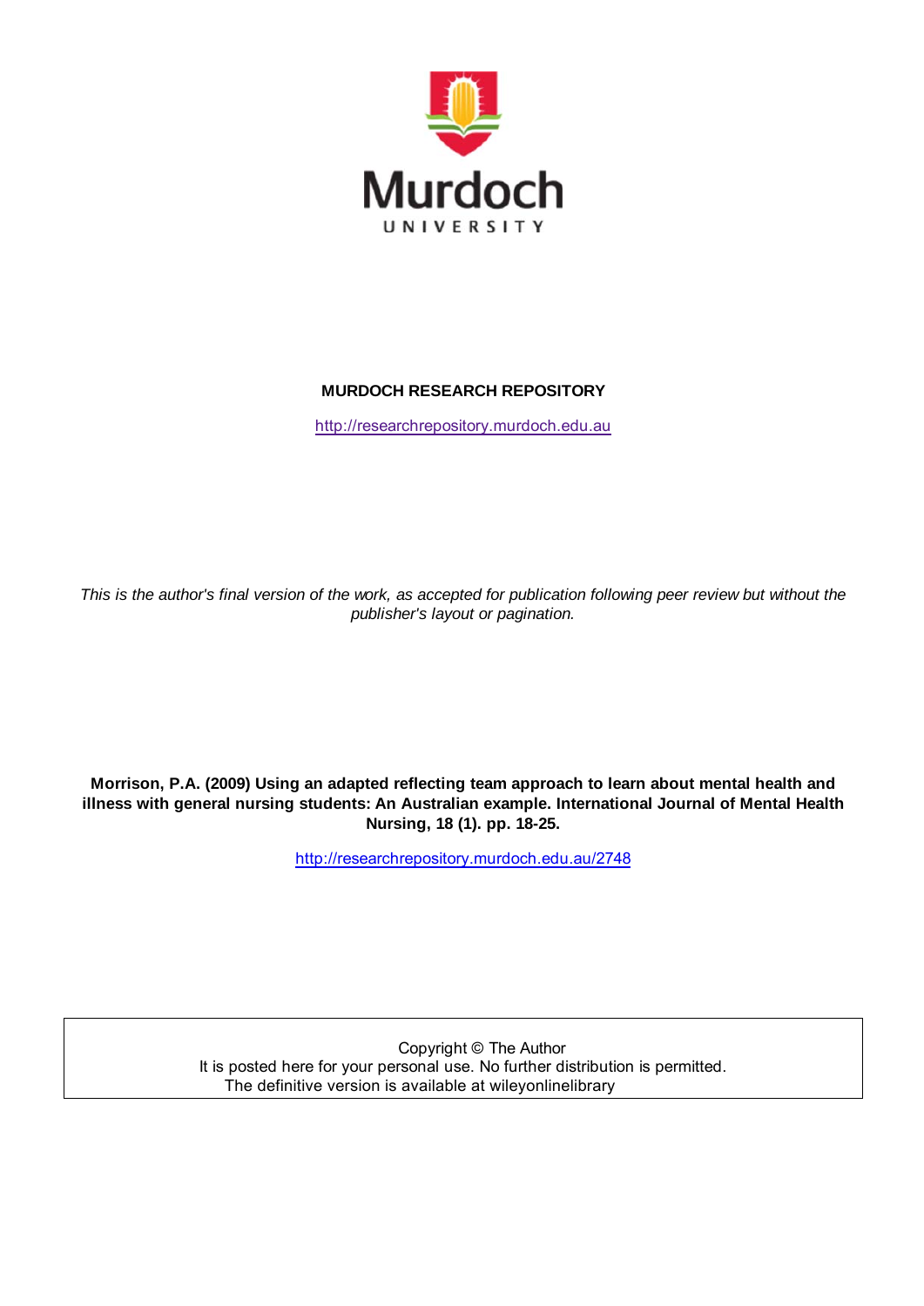Murdoch UNIVERSITY

**MURDOCH RESEARCH REPOSITORY**

http://researchrepository.murdoch.edu.au

*This is the author's final version of the work, as accepted for publication following peer review but without the publisher's layout or pagination.*

**Morrison, P.A. (2009) Using an adapted reflecting team approach to learn about mental health and illness with general nursing students: An Australian example. International Journal of Mental Health Nursing, 18 (1). pp. 18-25.**

http://researchrepository.murdoch.edu.au/2748

Copyright © The Author
It is posted here for your personal use. No further distribution is permitted.
The definitive version is available at wileyonlinelibrary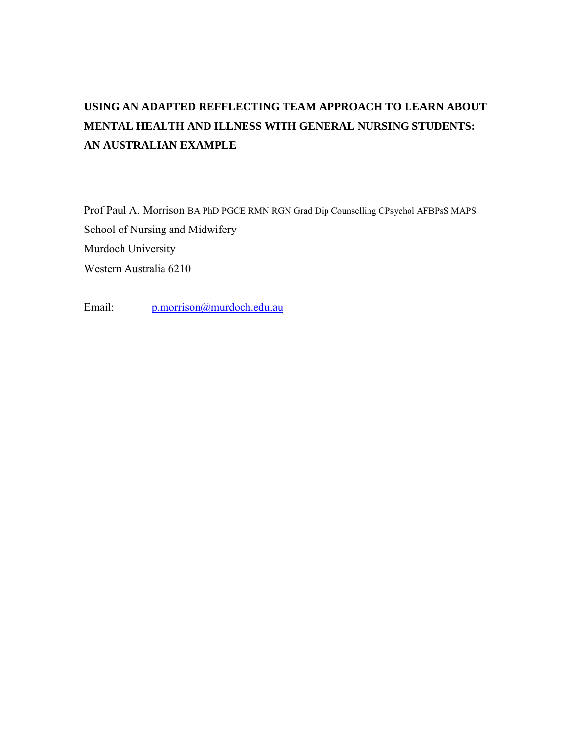# USING AN ADAPTED REFFLECTING TEAM APPROACH TO LEARN ABOUT MENTAL HEALTH AND ILLNESS WITH GENERAL NURSING STUDENTS: AN AUSTRALIAN EXAMPLE

Prof Paul A. Morrison BA PhD PGCE RMN RGN Grad Dip Counselling CPsychol AFBPsS MAPS
School of Nursing and Midwifery
Murdoch University
Western Australia 6210

Email: p.morrison@murdoch.edu.au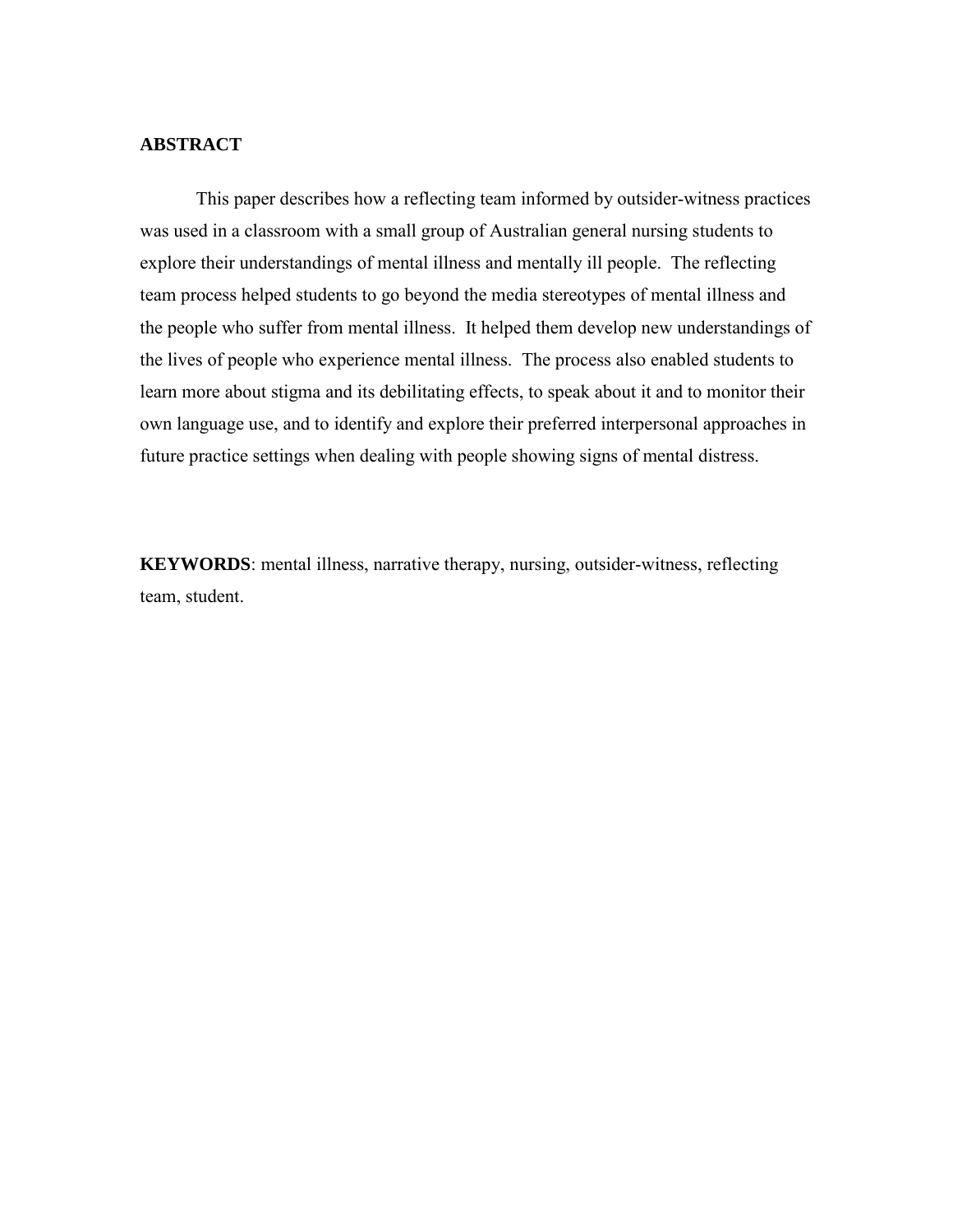## ABSTRACT

This paper describes how a reflecting team informed by outsider-witness practices was used in a classroom with a small group of Australian general nursing students to explore their understandings of mental illness and mentally ill people. The reflecting team process helped students to go beyond the media stereotypes of mental illness and the people who suffer from mental illness. It helped them develop new understandings of the lives of people who experience mental illness. The process also enabled students to learn more about stigma and its debilitating effects, to speak about it and to monitor their own language use, and to identify and explore their preferred interpersonal approaches in future practice settings when dealing with people showing signs of mental distress.

**KEYWORDS**: mental illness, narrative therapy, nursing, outsider-witness, reflecting team, student.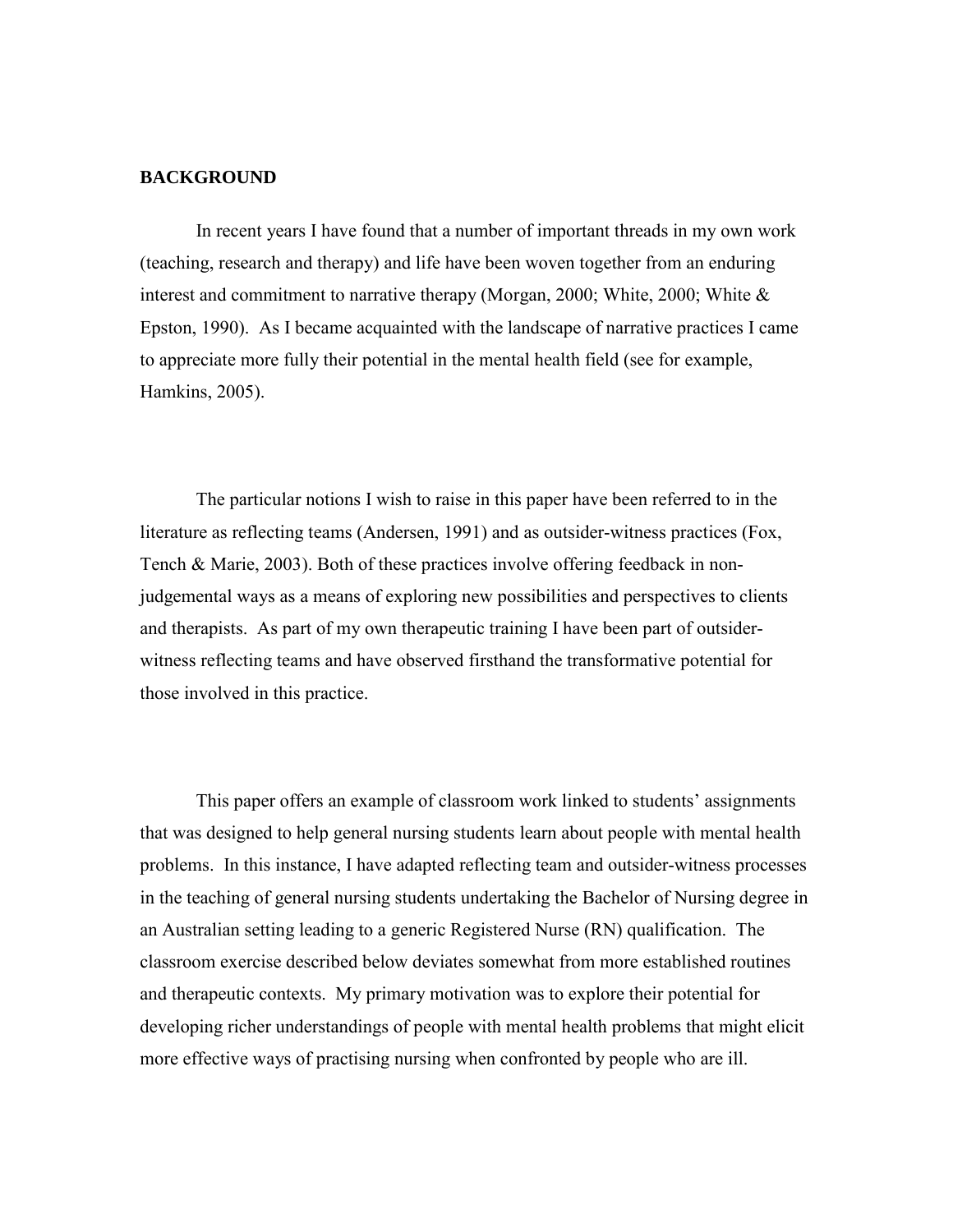## BACKGROUND

In recent years I have found that a number of important threads in my own work (teaching, research and therapy) and life have been woven together from an enduring interest and commitment to narrative therapy (Morgan, 2000; White, 2000; White & Epston, 1990). As I became acquainted with the landscape of narrative practices I came to appreciate more fully their potential in the mental health field (see for example, Hamkins, 2005).

The particular notions I wish to raise in this paper have been referred to in the literature as reflecting teams (Andersen, 1991) and as outsider-witness practices (Fox, Tench & Marie, 2003). Both of these practices involve offering feedback in non-judgemental ways as a means of exploring new possibilities and perspectives to clients and therapists. As part of my own therapeutic training I have been part of outsider-witness reflecting teams and have observed firsthand the transformative potential for those involved in this practice.

This paper offers an example of classroom work linked to students' assignments that was designed to help general nursing students learn about people with mental health problems. In this instance, I have adapted reflecting team and outsider-witness processes in the teaching of general nursing students undertaking the Bachelor of Nursing degree in an Australian setting leading to a generic Registered Nurse (RN) qualification. The classroom exercise described below deviates somewhat from more established routines and therapeutic contexts. My primary motivation was to explore their potential for developing richer understandings of people with mental health problems that might elicit more effective ways of practising nursing when confronted by people who are ill.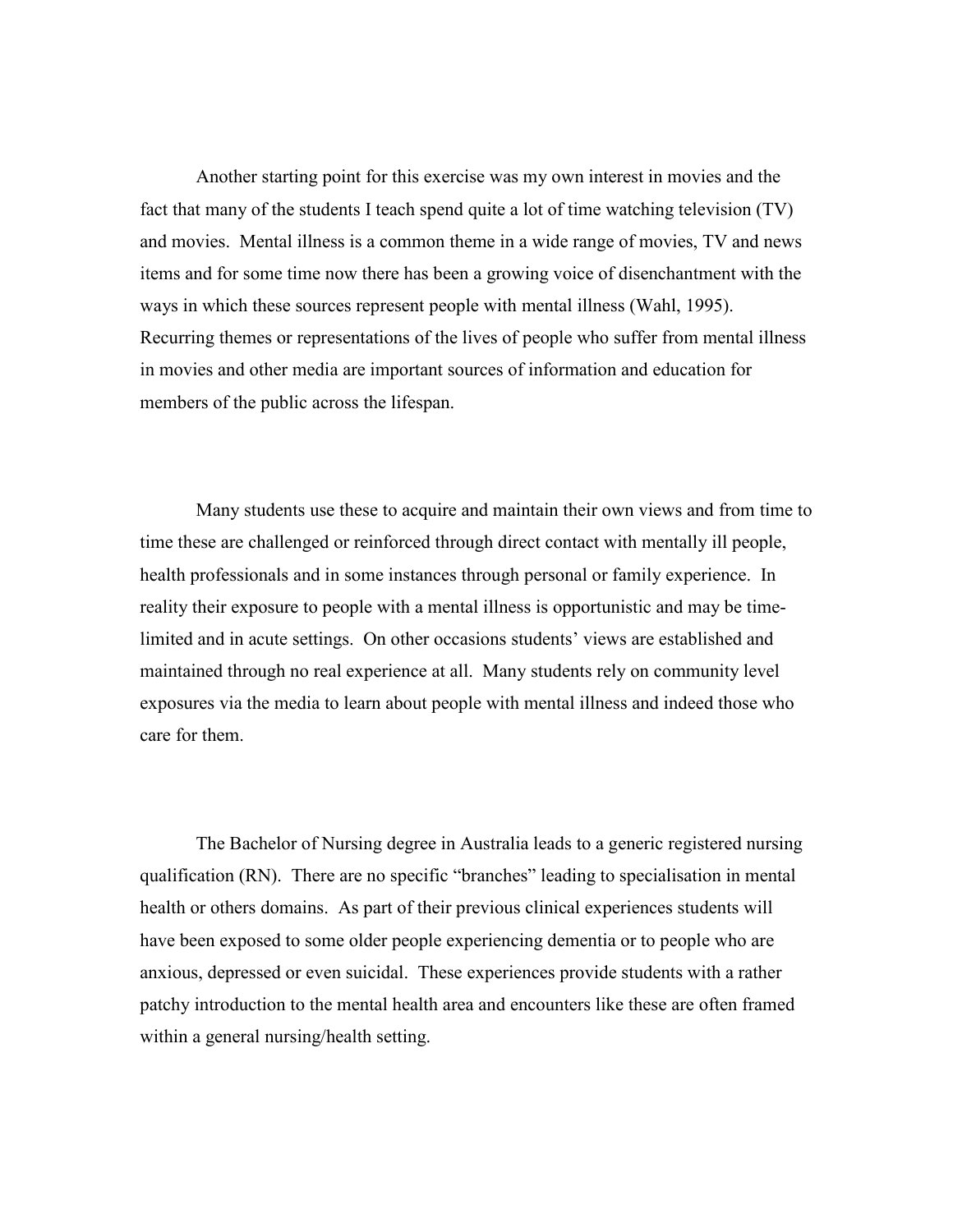Another starting point for this exercise was my own interest in movies and the fact that many of the students I teach spend quite a lot of time watching television (TV) and movies. Mental illness is a common theme in a wide range of movies, TV and news items and for some time now there has been a growing voice of disenchantment with the ways in which these sources represent people with mental illness (Wahl, 1995). Recurring themes or representations of the lives of people who suffer from mental illness in movies and other media are important sources of information and education for members of the public across the lifespan.

Many students use these to acquire and maintain their own views and from time to time these are challenged or reinforced through direct contact with mentally ill people, health professionals and in some instances through personal or family experience. In reality their exposure to people with a mental illness is opportunistic and may be time-limited and in acute settings. On other occasions students' views are established and maintained through no real experience at all. Many students rely on community level exposures via the media to learn about people with mental illness and indeed those who care for them.

The Bachelor of Nursing degree in Australia leads to a generic registered nursing qualification (RN). There are no specific "branches" leading to specialisation in mental health or others domains. As part of their previous clinical experiences students will have been exposed to some older people experiencing dementia or to people who are anxious, depressed or even suicidal. These experiences provide students with a rather patchy introduction to the mental health area and encounters like these are often framed within a general nursing/health setting.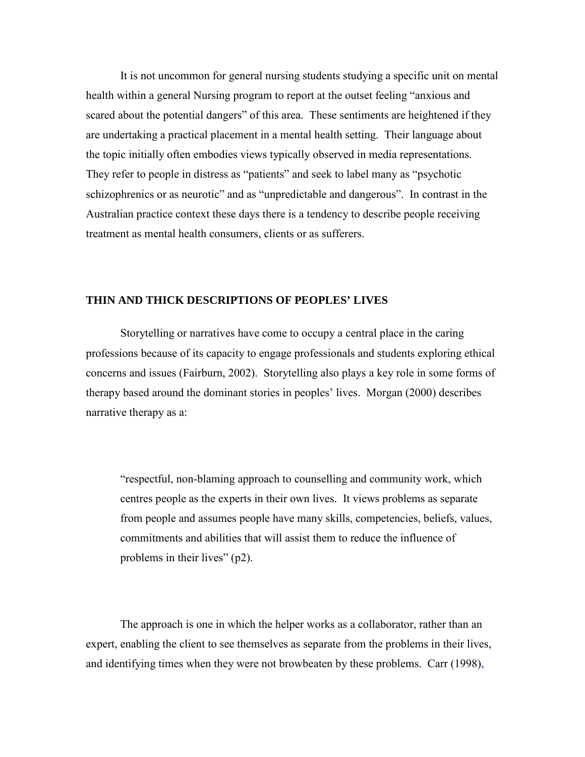It is not uncommon for general nursing students studying a specific unit on mental health within a general Nursing program to report at the outset feeling "anxious and scared about the potential dangers" of this area. These sentiments are heightened if they are undertaking a practical placement in a mental health setting. Their language about the topic initially often embodies views typically observed in media representations. They refer to people in distress as "patients" and seek to label many as "psychotic schizophrenics or as neurotic" and as "unpredictable and dangerous". In contrast in the Australian practice context these days there is a tendency to describe people receiving treatment as mental health consumers, clients or as sufferers.

## THIN AND THICK DESCRIPTIONS OF PEOPLES' LIVES

Storytelling or narratives have come to occupy a central place in the caring professions because of its capacity to engage professionals and students exploring ethical concerns and issues (Fairburn, 2002). Storytelling also plays a key role in some forms of therapy based around the dominant stories in peoples' lives. Morgan (2000) describes narrative therapy as a:

> "respectful, non-blaming approach to counselling and community work, which centres people as the experts in their own lives. It views problems as separate from people and assumes people have many skills, competencies, beliefs, values, commitments and abilities that will assist them to reduce the influence of problems in their lives" (p2).

The approach is one in which the helper works as a collaborator, rather than an expert, enabling the client to see themselves as separate from the problems in their lives, and identifying times when they were not browbeaten by these problems. Carr (1998),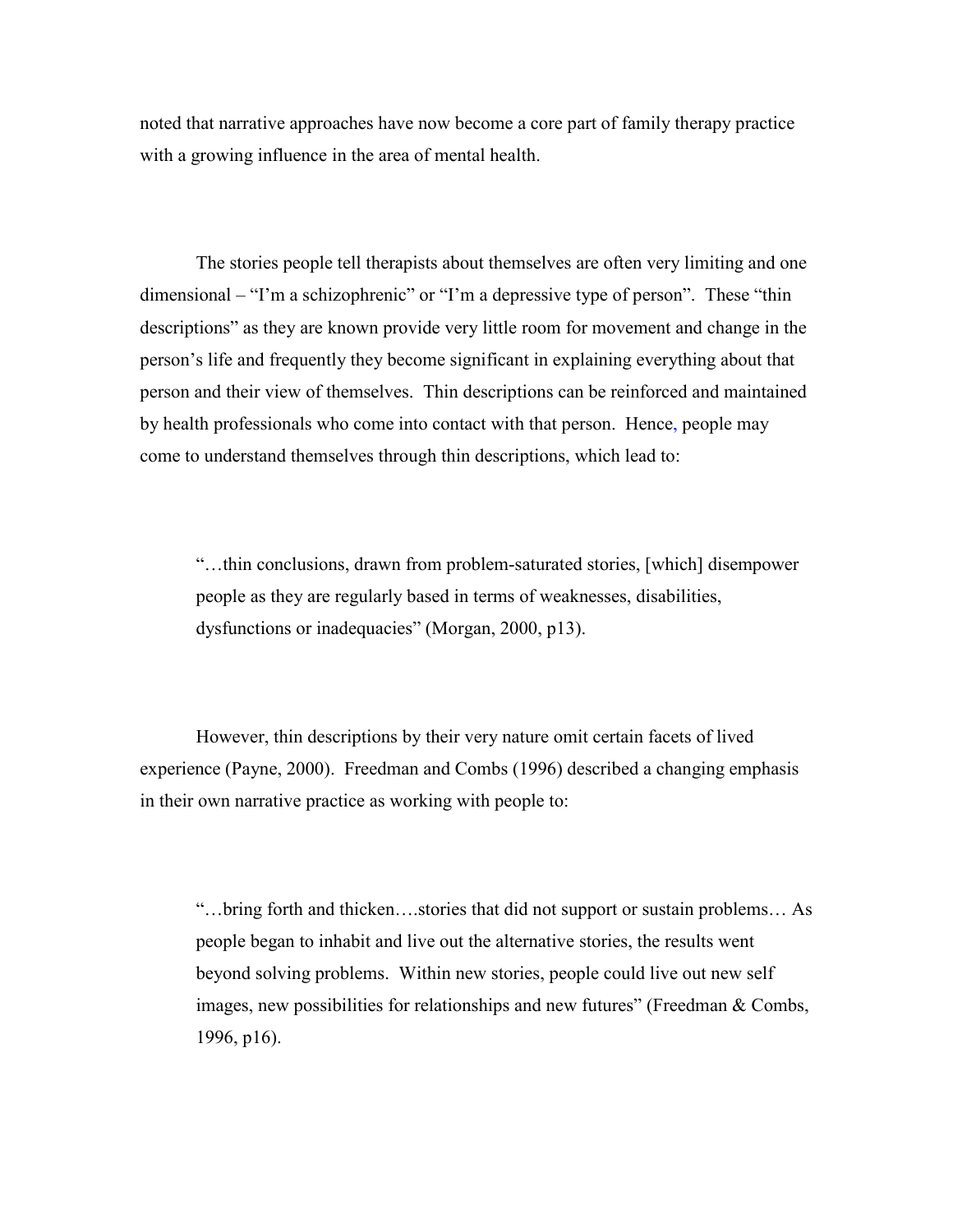noted that narrative approaches have now become a core part of family therapy practice with a growing influence in the area of mental health.

The stories people tell therapists about themselves are often very limiting and one dimensional – "I'm a schizophrenic" or "I'm a depressive type of person". These "thin descriptions" as they are known provide very little room for movement and change in the person's life and frequently they become significant in explaining everything about that person and their view of themselves. Thin descriptions can be reinforced and maintained by health professionals who come into contact with that person. Hence, people may come to understand themselves through thin descriptions, which lead to:

> "…thin conclusions, drawn from problem-saturated stories, [which] disempower people as they are regularly based in terms of weaknesses, disabilities, dysfunctions or inadequacies" (Morgan, 2000, p13).

However, thin descriptions by their very nature omit certain facets of lived experience (Payne, 2000). Freedman and Combs (1996) described a changing emphasis in their own narrative practice as working with people to:

> "…bring forth and thicken….stories that did not support or sustain problems… As people began to inhabit and live out the alternative stories, the results went beyond solving problems. Within new stories, people could live out new self images, new possibilities for relationships and new futures" (Freedman & Combs, 1996, p16).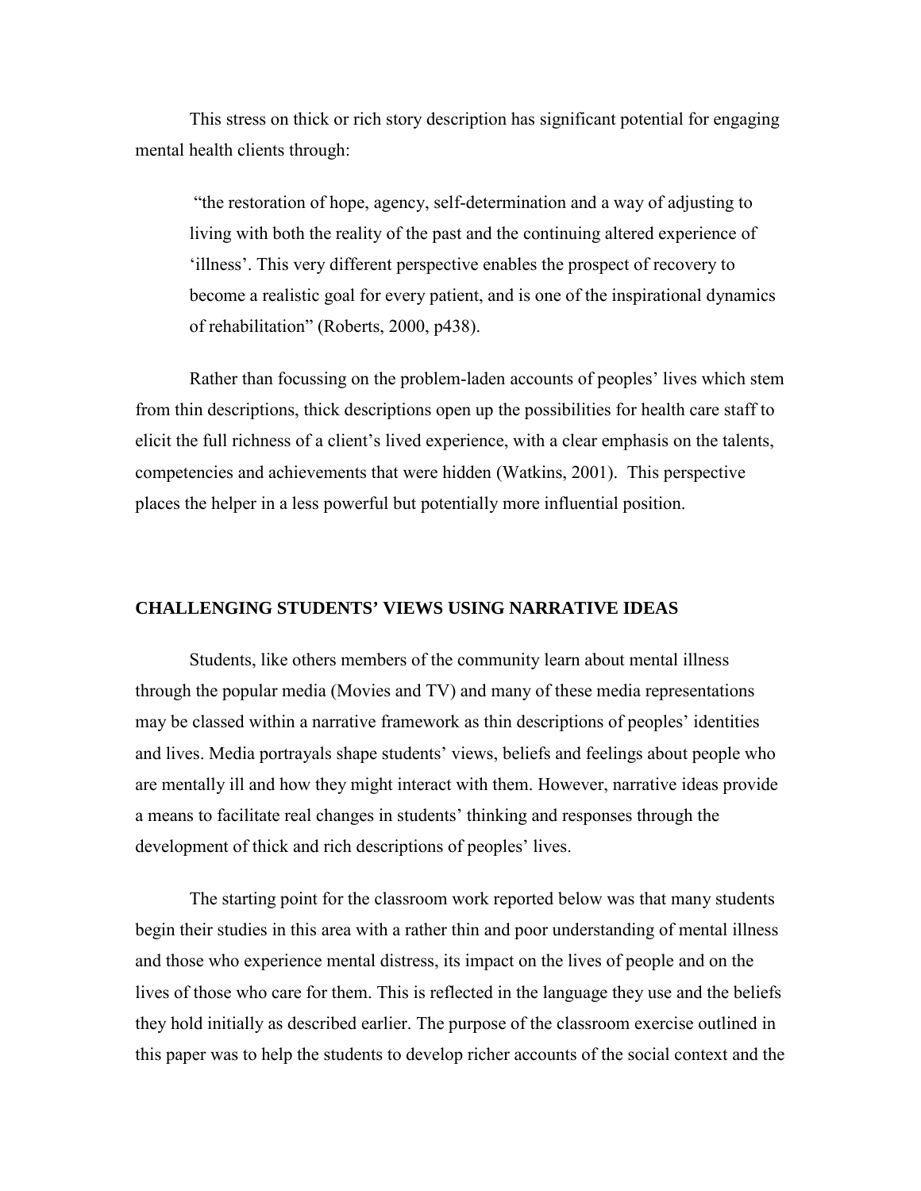This stress on thick or rich story description has significant potential for engaging mental health clients through:

> "the restoration of hope, agency, self-determination and a way of adjusting to living with both the reality of the past and the continuing altered experience of 'illness'. This very different perspective enables the prospect of recovery to become a realistic goal for every patient, and is one of the inspirational dynamics of rehabilitation" (Roberts, 2000, p438).

Rather than focussing on the problem-laden accounts of peoples' lives which stem from thin descriptions, thick descriptions open up the possibilities for health care staff to elicit the full richness of a client's lived experience, with a clear emphasis on the talents, competencies and achievements that were hidden (Watkins, 2001). This perspective places the helper in a less powerful but potentially more influential position.

## CHALLENGING STUDENTS' VIEWS USING NARRATIVE IDEAS

Students, like others members of the community learn about mental illness through the popular media (Movies and TV) and many of these media representations may be classed within a narrative framework as thin descriptions of peoples' identities and lives. Media portrayals shape students' views, beliefs and feelings about people who are mentally ill and how they might interact with them. However, narrative ideas provide a means to facilitate real changes in students' thinking and responses through the development of thick and rich descriptions of peoples' lives.

The starting point for the classroom work reported below was that many students begin their studies in this area with a rather thin and poor understanding of mental illness and those who experience mental distress, its impact on the lives of people and on the lives of those who care for them. This is reflected in the language they use and the beliefs they hold initially as described earlier. The purpose of the classroom exercise outlined in this paper was to help the students to develop richer accounts of the social context and the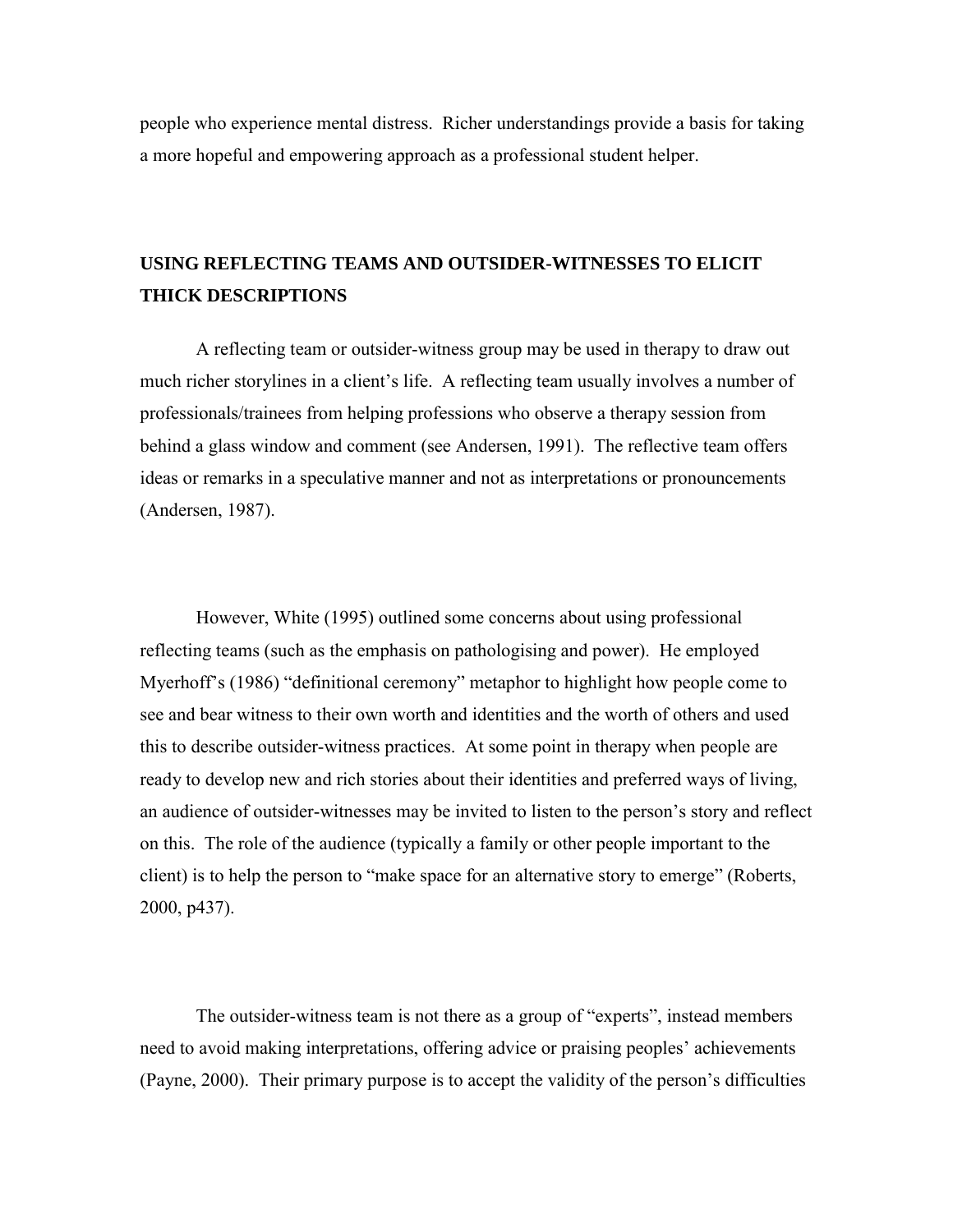people who experience mental distress. Richer understandings provide a basis for taking a more hopeful and empowering approach as a professional student helper.

## USING REFLECTING TEAMS AND OUTSIDER-WITNESSES TO ELICIT THICK DESCRIPTIONS

A reflecting team or outsider-witness group may be used in therapy to draw out much richer storylines in a client's life. A reflecting team usually involves a number of professionals/trainees from helping professions who observe a therapy session from behind a glass window and comment (see Andersen, 1991). The reflective team offers ideas or remarks in a speculative manner and not as interpretations or pronouncements (Andersen, 1987).

However, White (1995) outlined some concerns about using professional reflecting teams (such as the emphasis on pathologising and power). He employed Myerhoff's (1986) "definitional ceremony" metaphor to highlight how people come to see and bear witness to their own worth and identities and the worth of others and used this to describe outsider-witness practices. At some point in therapy when people are ready to develop new and rich stories about their identities and preferred ways of living, an audience of outsider-witnesses may be invited to listen to the person's story and reflect on this. The role of the audience (typically a family or other people important to the client) is to help the person to "make space for an alternative story to emerge" (Roberts, 2000, p437).

The outsider-witness team is not there as a group of "experts", instead members need to avoid making interpretations, offering advice or praising peoples' achievements (Payne, 2000). Their primary purpose is to accept the validity of the person's difficulties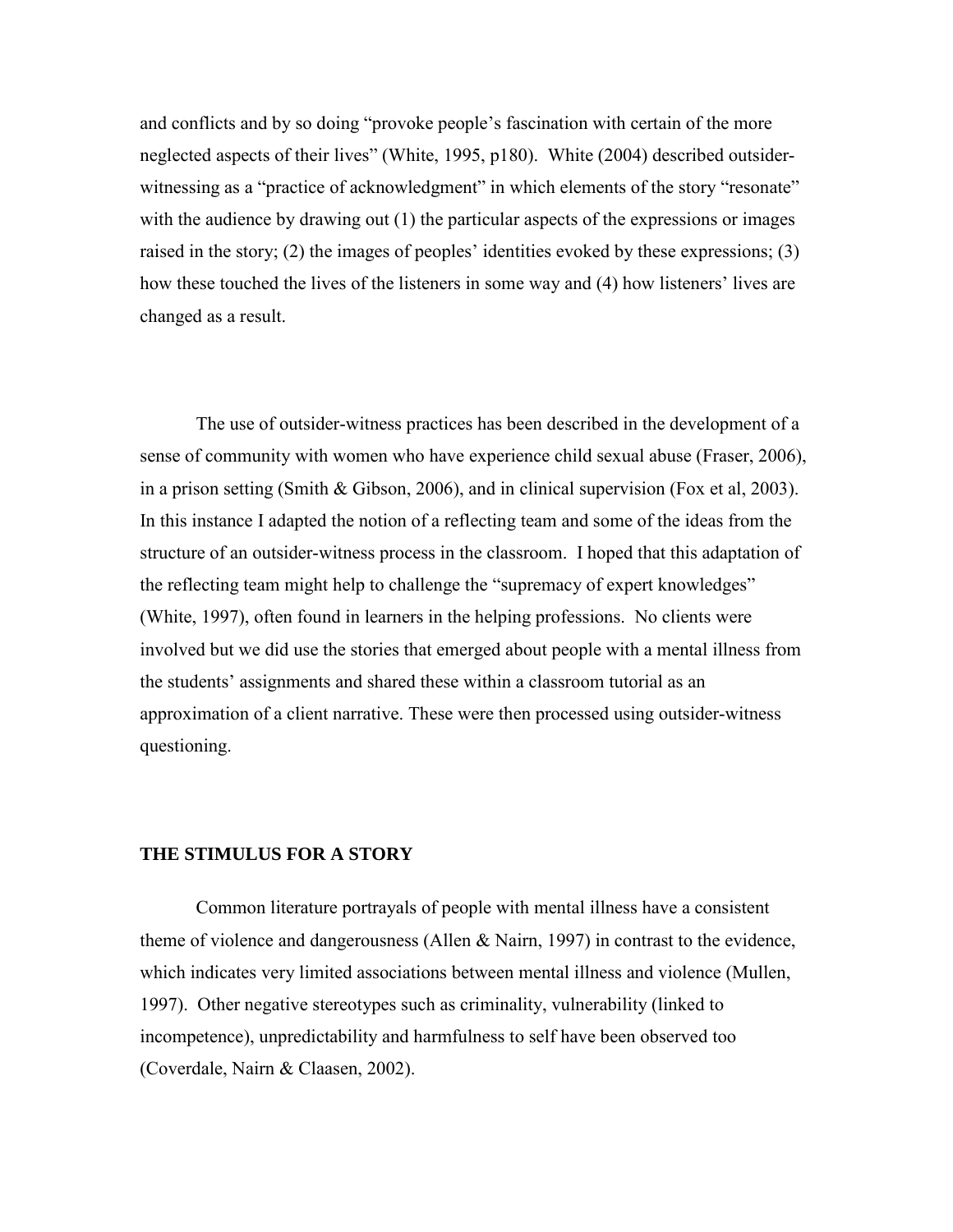and conflicts and by so doing "provoke people's fascination with certain of the more neglected aspects of their lives" (White, 1995, p180). White (2004) described outsider-witnessing as a "practice of acknowledgment" in which elements of the story "resonate" with the audience by drawing out (1) the particular aspects of the expressions or images raised in the story; (2) the images of peoples' identities evoked by these expressions; (3) how these touched the lives of the listeners in some way and (4) how listeners' lives are changed as a result.

The use of outsider-witness practices has been described in the development of a sense of community with women who have experience child sexual abuse (Fraser, 2006), in a prison setting (Smith & Gibson, 2006), and in clinical supervision (Fox et al, 2003). In this instance I adapted the notion of a reflecting team and some of the ideas from the structure of an outsider-witness process in the classroom. I hoped that this adaptation of the reflecting team might help to challenge the "supremacy of expert knowledges" (White, 1997), often found in learners in the helping professions. No clients were involved but we did use the stories that emerged about people with a mental illness from the students' assignments and shared these within a classroom tutorial as an approximation of a client narrative. These were then processed using outsider-witness questioning.

## THE STIMULUS FOR A STORY

Common literature portrayals of people with mental illness have a consistent theme of violence and dangerousness (Allen & Nairn, 1997) in contrast to the evidence, which indicates very limited associations between mental illness and violence (Mullen, 1997). Other negative stereotypes such as criminality, vulnerability (linked to incompetence), unpredictability and harmfulness to self have been observed too (Coverdale, Nairn & Claasen, 2002).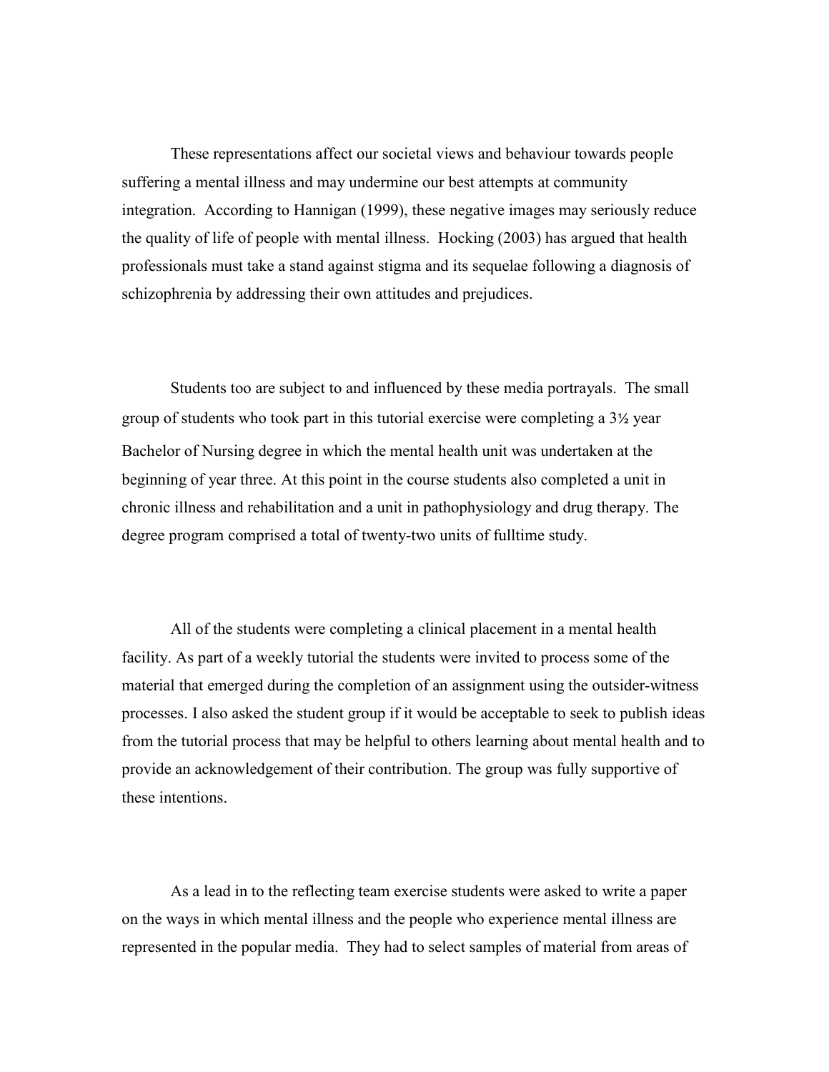These representations affect our societal views and behaviour towards people suffering a mental illness and may undermine our best attempts at community integration. According to Hannigan (1999), these negative images may seriously reduce the quality of life of people with mental illness. Hocking (2003) has argued that health professionals must take a stand against stigma and its sequelae following a diagnosis of schizophrenia by addressing their own attitudes and prejudices.

Students too are subject to and influenced by these media portrayals. The small group of students who took part in this tutorial exercise were completing a 3½ year Bachelor of Nursing degree in which the mental health unit was undertaken at the beginning of year three. At this point in the course students also completed a unit in chronic illness and rehabilitation and a unit in pathophysiology and drug therapy. The degree program comprised a total of twenty-two units of fulltime study.

All of the students were completing a clinical placement in a mental health facility. As part of a weekly tutorial the students were invited to process some of the material that emerged during the completion of an assignment using the outsider-witness processes. I also asked the student group if it would be acceptable to seek to publish ideas from the tutorial process that may be helpful to others learning about mental health and to provide an acknowledgement of their contribution. The group was fully supportive of these intentions.

As a lead in to the reflecting team exercise students were asked to write a paper on the ways in which mental illness and the people who experience mental illness are represented in the popular media. They had to select samples of material from areas of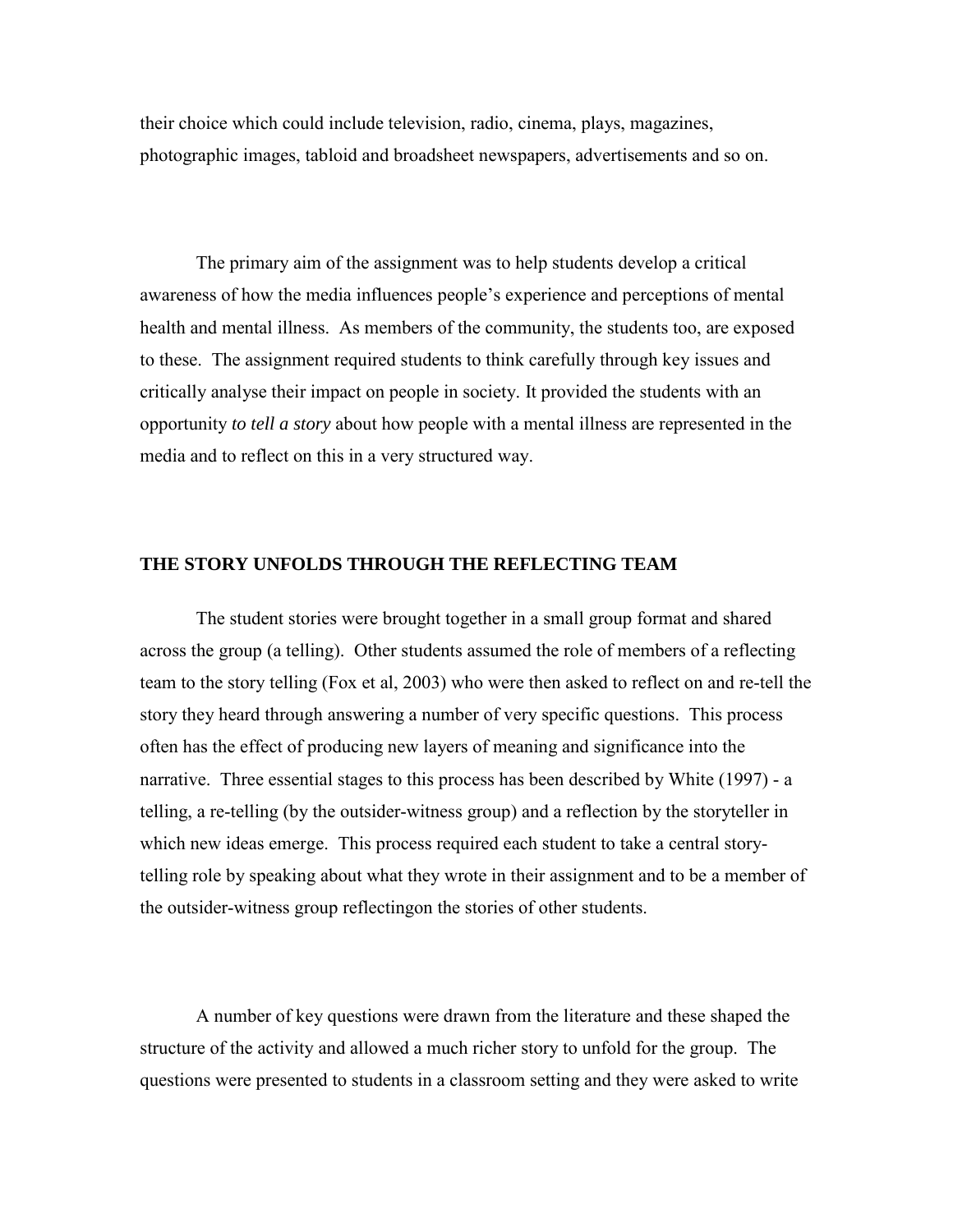their choice which could include television, radio, cinema, plays, magazines, photographic images, tabloid and broadsheet newspapers, advertisements and so on.

The primary aim of the assignment was to help students develop a critical awareness of how the media influences people's experience and perceptions of mental health and mental illness. As members of the community, the students too, are exposed to these. The assignment required students to think carefully through key issues and critically analyse their impact on people in society. It provided the students with an opportunity *to tell a story* about how people with a mental illness are represented in the media and to reflect on this in a very structured way.

## THE STORY UNFOLDS THROUGH THE REFLECTING TEAM

The student stories were brought together in a small group format and shared across the group (a telling). Other students assumed the role of members of a reflecting team to the story telling (Fox et al, 2003) who were then asked to reflect on and re-tell the story they heard through answering a number of very specific questions. This process often has the effect of producing new layers of meaning and significance into the narrative. Three essential stages to this process has been described by White (1997) - a telling, a re-telling (by the outsider-witness group) and a reflection by the storyteller in which new ideas emerge. This process required each student to take a central story-telling role by speaking about what they wrote in their assignment and to be a member of the outsider-witness group reflectingon the stories of other students.

A number of key questions were drawn from the literature and these shaped the structure of the activity and allowed a much richer story to unfold for the group. The questions were presented to students in a classroom setting and they were asked to write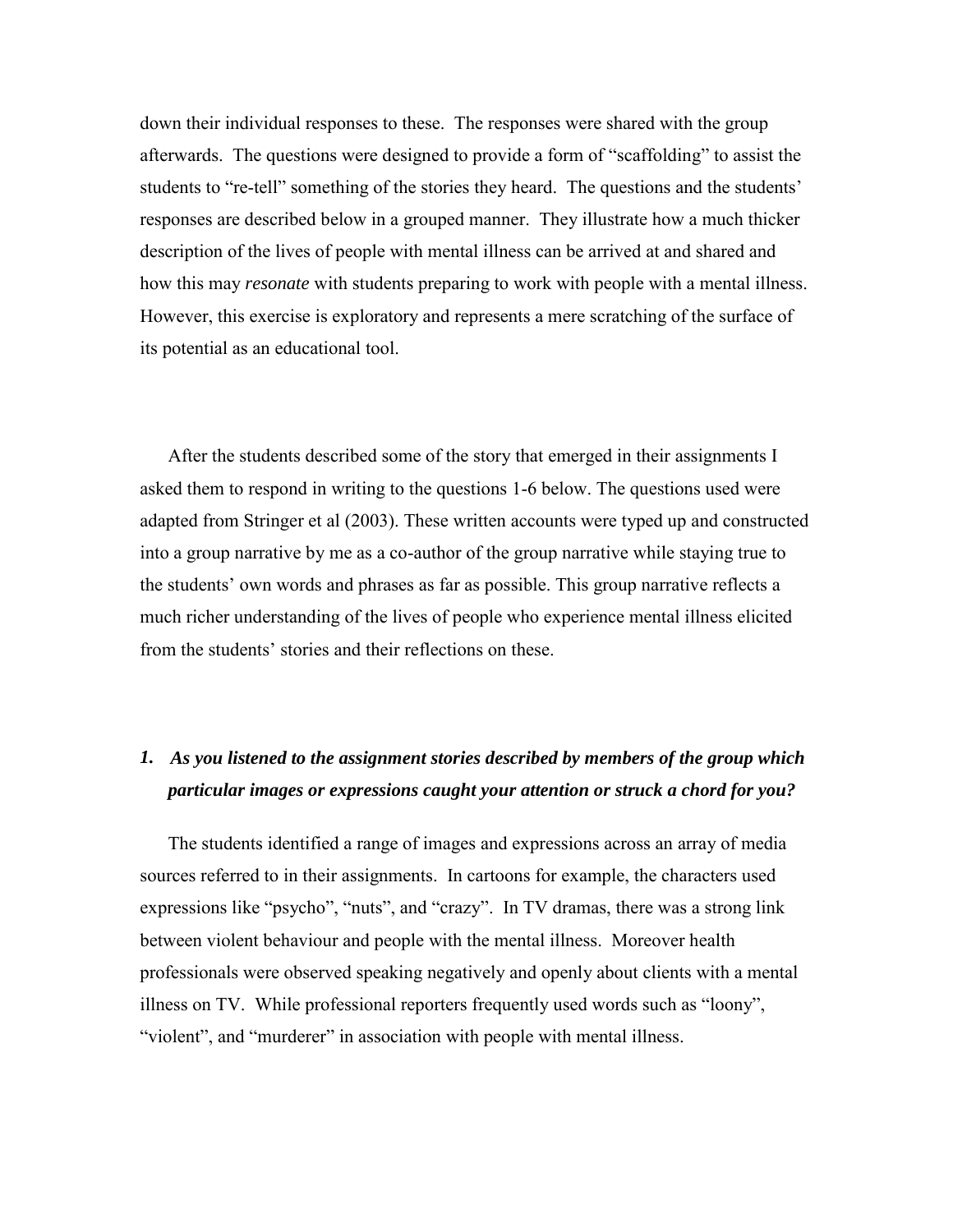down their individual responses to these. The responses were shared with the group afterwards. The questions were designed to provide a form of "scaffolding" to assist the students to "re-tell" something of the stories they heard. The questions and the students' responses are described below in a grouped manner. They illustrate how a much thicker description of the lives of people with mental illness can be arrived at and shared and how this may *resonate* with students preparing to work with people with a mental illness. However, this exercise is exploratory and represents a mere scratching of the surface of its potential as an educational tool.

After the students described some of the story that emerged in their assignments I asked them to respond in writing to the questions 1-6 below. The questions used were adapted from Stringer et al (2003). These written accounts were typed up and constructed into a group narrative by me as a co-author of the group narrative while staying true to the students' own words and phrases as far as possible. This group narrative reflects a much richer understanding of the lives of people who experience mental illness elicited from the students' stories and their reflections on these.

1. ***As you listened to the assignment stories described by members of the group which particular images or expressions caught your attention or struck a chord for you?***

The students identified a range of images and expressions across an array of media sources referred to in their assignments. In cartoons for example, the characters used expressions like "psycho", "nuts", and "crazy". In TV dramas, there was a strong link between violent behaviour and people with the mental illness. Moreover health professionals were observed speaking negatively and openly about clients with a mental illness on TV. While professional reporters frequently used words such as "loony", "violent", and "murderer" in association with people with mental illness.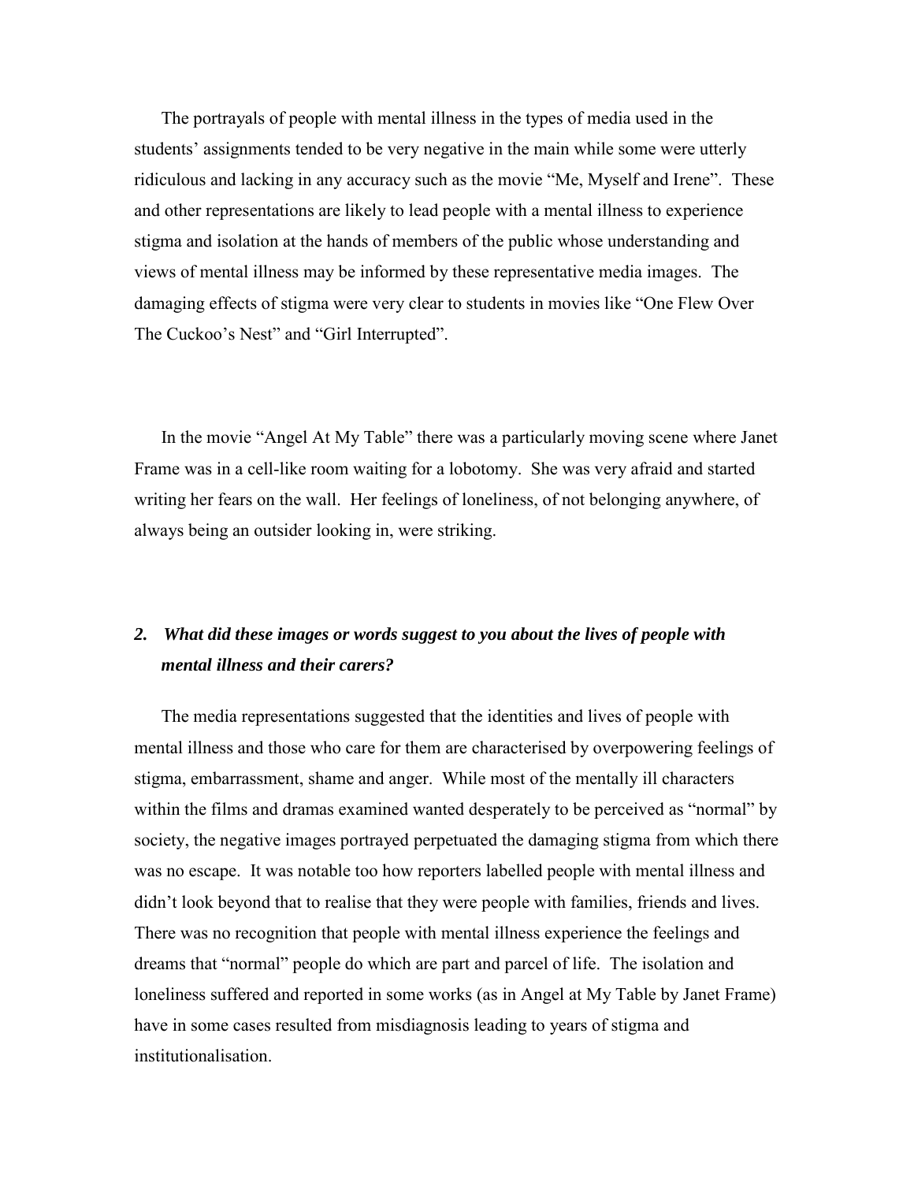The portrayals of people with mental illness in the types of media used in the students' assignments tended to be very negative in the main while some were utterly ridiculous and lacking in any accuracy such as the movie "Me, Myself and Irene". These and other representations are likely to lead people with a mental illness to experience stigma and isolation at the hands of members of the public whose understanding and views of mental illness may be informed by these representative media images. The damaging effects of stigma were very clear to students in movies like "One Flew Over The Cuckoo's Nest" and "Girl Interrupted".

In the movie "Angel At My Table" there was a particularly moving scene where Janet Frame was in a cell-like room waiting for a lobotomy. She was very afraid and started writing her fears on the wall. Her feelings of loneliness, of not belonging anywhere, of always being an outsider looking in, were striking.

### *2. What did these images or words suggest to you about the lives of people with mental illness and their carers?*

The media representations suggested that the identities and lives of people with mental illness and those who care for them are characterised by overpowering feelings of stigma, embarrassment, shame and anger. While most of the mentally ill characters within the films and dramas examined wanted desperately to be perceived as "normal" by society, the negative images portrayed perpetuated the damaging stigma from which there was no escape. It was notable too how reporters labelled people with mental illness and didn't look beyond that to realise that they were people with families, friends and lives. There was no recognition that people with mental illness experience the feelings and dreams that "normal" people do which are part and parcel of life. The isolation and loneliness suffered and reported in some works (as in Angel at My Table by Janet Frame) have in some cases resulted from misdiagnosis leading to years of stigma and institutionalisation.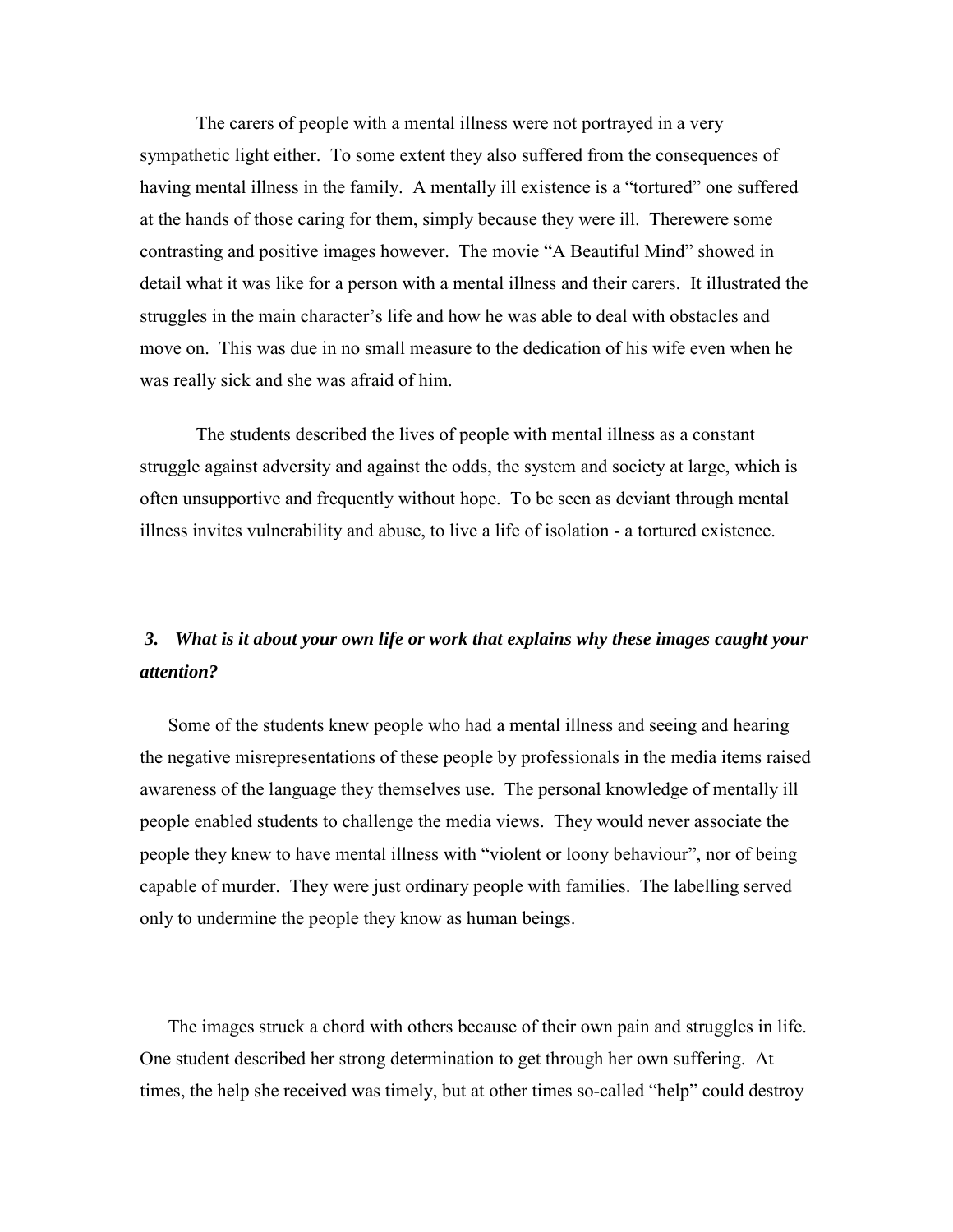The carers of people with a mental illness were not portrayed in a very sympathetic light either. To some extent they also suffered from the consequences of having mental illness in the family. A mentally ill existence is a "tortured" one suffered at the hands of those caring for them, simply because they were ill. Therewere some contrasting and positive images however. The movie "A Beautiful Mind" showed in detail what it was like for a person with a mental illness and their carers. It illustrated the struggles in the main character's life and how he was able to deal with obstacles and move on. This was due in no small measure to the dedication of his wife even when he was really sick and she was afraid of him.

The students described the lives of people with mental illness as a constant struggle against adversity and against the odds, the system and society at large, which is often unsupportive and frequently without hope. To be seen as deviant through mental illness invites vulnerability and abuse, to live a life of isolation - a tortured existence.

***3. What is it about your own life or work that explains why these images caught your attention?***

Some of the students knew people who had a mental illness and seeing and hearing the negative misrepresentations of these people by professionals in the media items raised awareness of the language they themselves use. The personal knowledge of mentally ill people enabled students to challenge the media views. They would never associate the people they knew to have mental illness with "violent or loony behaviour", nor of being capable of murder. They were just ordinary people with families. The labelling served only to undermine the people they know as human beings.

The images struck a chord with others because of their own pain and struggles in life. One student described her strong determination to get through her own suffering. At times, the help she received was timely, but at other times so-called "help" could destroy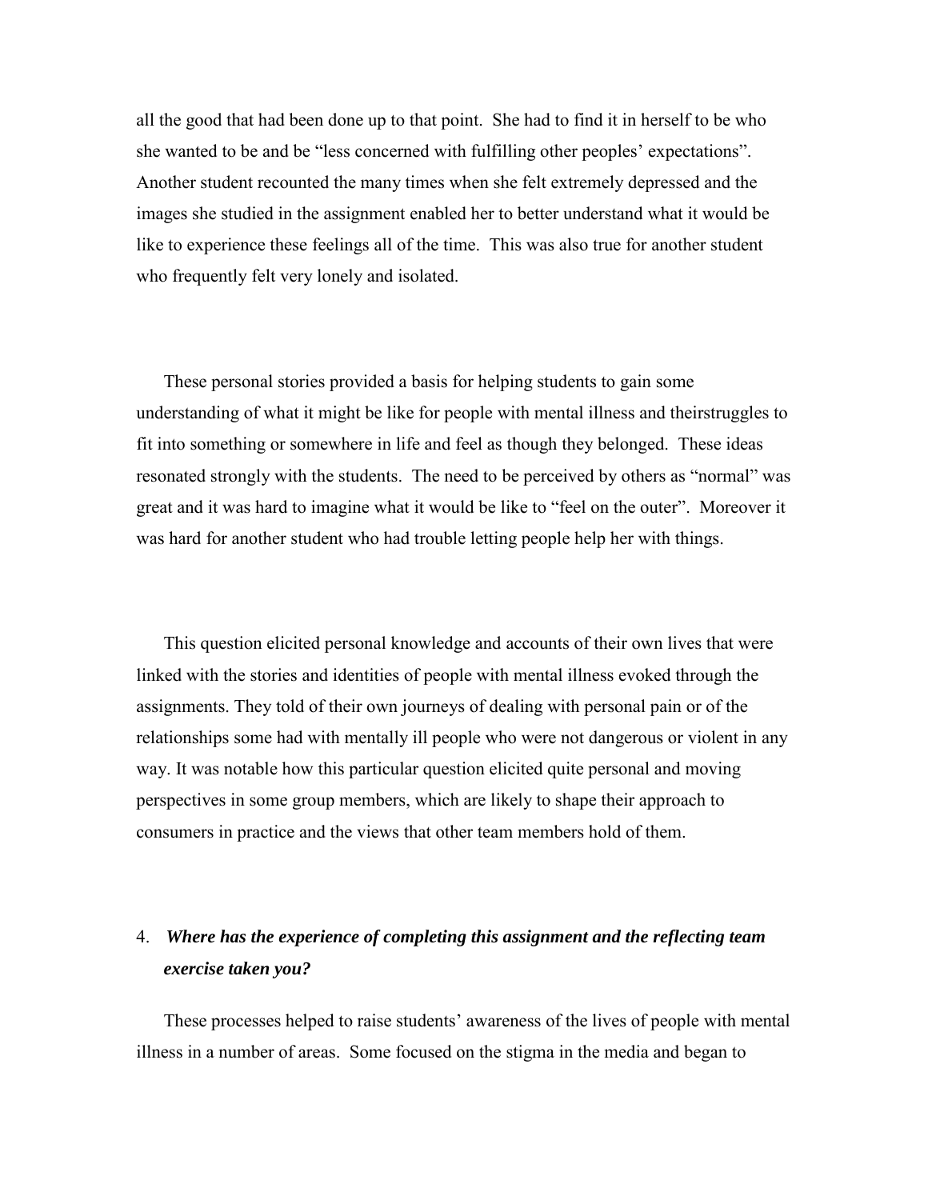all the good that had been done up to that point. She had to find it in herself to be who she wanted to be and be "less concerned with fulfilling other peoples' expectations". Another student recounted the many times when she felt extremely depressed and the images she studied in the assignment enabled her to better understand what it would be like to experience these feelings all of the time. This was also true for another student who frequently felt very lonely and isolated.

These personal stories provided a basis for helping students to gain some understanding of what it might be like for people with mental illness and theirstruggles to fit into something or somewhere in life and feel as though they belonged. These ideas resonated strongly with the students. The need to be perceived by others as "normal" was great and it was hard to imagine what it would be like to "feel on the outer". Moreover it was hard for another student who had trouble letting people help her with things.

This question elicited personal knowledge and accounts of their own lives that were linked with the stories and identities of people with mental illness evoked through the assignments. They told of their own journeys of dealing with personal pain or of the relationships some had with mentally ill people who were not dangerous or violent in any way. It was notable how this particular question elicited quite personal and moving perspectives in some group members, which are likely to shape their approach to consumers in practice and the views that other team members hold of them.

4. ***Where has the experience of completing this assignment and the reflecting team exercise taken you?***

These processes helped to raise students' awareness of the lives of people with mental illness in a number of areas. Some focused on the stigma in the media and began to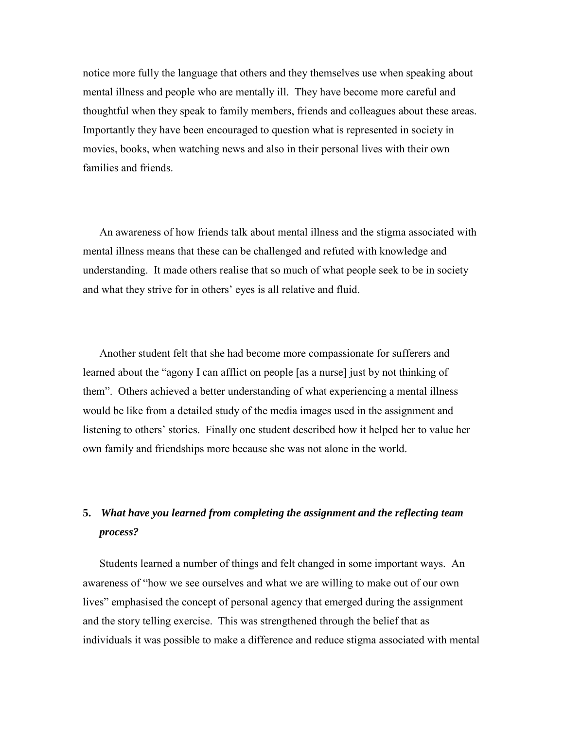notice more fully the language that others and they themselves use when speaking about mental illness and people who are mentally ill. They have become more careful and thoughtful when they speak to family members, friends and colleagues about these areas. Importantly they have been encouraged to question what is represented in society in movies, books, when watching news and also in their personal lives with their own families and friends.

An awareness of how friends talk about mental illness and the stigma associated with mental illness means that these can be challenged and refuted with knowledge and understanding. It made others realise that so much of what people seek to be in society and what they strive for in others' eyes is all relative and fluid.

Another student felt that she had become more compassionate for sufferers and learned about the "agony I can afflict on people [as a nurse] just by not thinking of them". Others achieved a better understanding of what experiencing a mental illness would be like from a detailed study of the media images used in the assignment and listening to others' stories. Finally one student described how it helped her to value her own family and friendships more because she was not alone in the world.

**5.** ***What have you learned from completing the assignment and the reflecting team process?***

Students learned a number of things and felt changed in some important ways. An awareness of "how we see ourselves and what we are willing to make out of our own lives" emphasised the concept of personal agency that emerged during the assignment and the story telling exercise. This was strengthened through the belief that as individuals it was possible to make a difference and reduce stigma associated with mental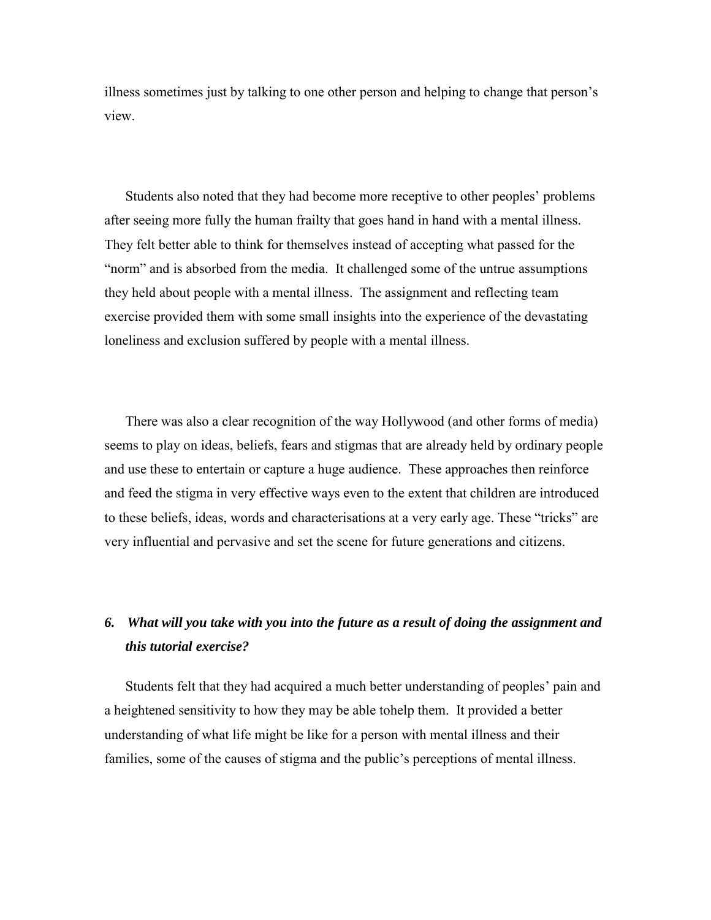illness sometimes just by talking to one other person and helping to change that person's view.

Students also noted that they had become more receptive to other peoples' problems after seeing more fully the human frailty that goes hand in hand with a mental illness. They felt better able to think for themselves instead of accepting what passed for the "norm" and is absorbed from the media. It challenged some of the untrue assumptions they held about people with a mental illness. The assignment and reflecting team exercise provided them with some small insights into the experience of the devastating loneliness and exclusion suffered by people with a mental illness.

There was also a clear recognition of the way Hollywood (and other forms of media) seems to play on ideas, beliefs, fears and stigmas that are already held by ordinary people and use these to entertain or capture a huge audience. These approaches then reinforce and feed the stigma in very effective ways even to the extent that children are introduced to these beliefs, ideas, words and characterisations at a very early age. These "tricks" are very influential and pervasive and set the scene for future generations and citizens.

***6. What will you take with you into the future as a result of doing the assignment and this tutorial exercise?***

Students felt that they had acquired a much better understanding of peoples' pain and a heightened sensitivity to how they may be able tohelp them. It provided a better understanding of what life might be like for a person with mental illness and their families, some of the causes of stigma and the public's perceptions of mental illness.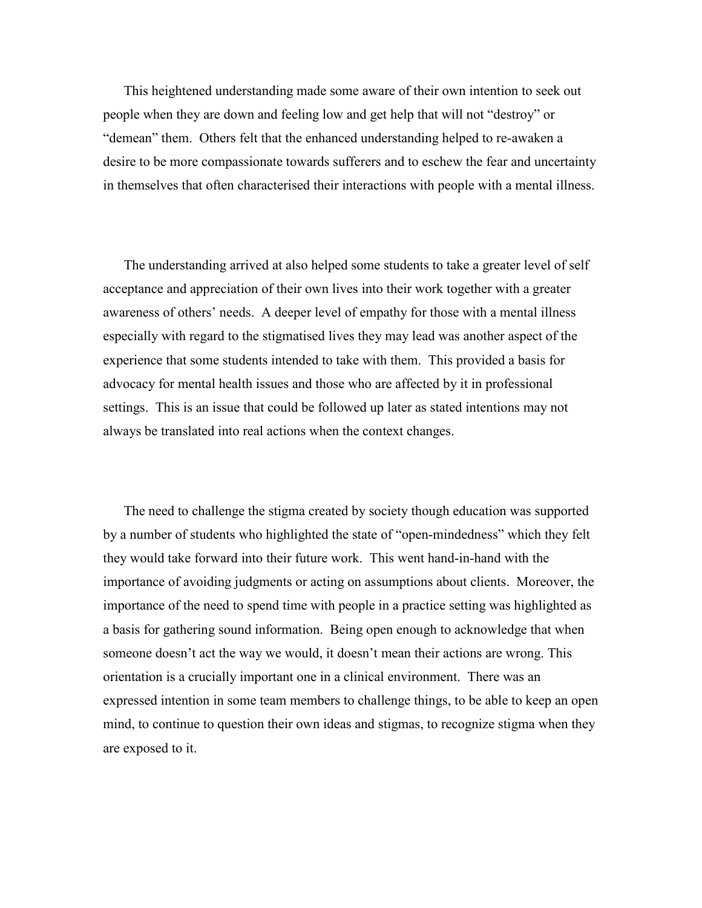This heightened understanding made some aware of their own intention to seek out people when they are down and feeling low and get help that will not "destroy" or "demean" them. Others felt that the enhanced understanding helped to re-awaken a desire to be more compassionate towards sufferers and to eschew the fear and uncertainty in themselves that often characterised their interactions with people with a mental illness.

The understanding arrived at also helped some students to take a greater level of self acceptance and appreciation of their own lives into their work together with a greater awareness of others' needs. A deeper level of empathy for those with a mental illness especially with regard to the stigmatised lives they may lead was another aspect of the experience that some students intended to take with them. This provided a basis for advocacy for mental health issues and those who are affected by it in professional settings. This is an issue that could be followed up later as stated intentions may not always be translated into real actions when the context changes.

The need to challenge the stigma created by society though education was supported by a number of students who highlighted the state of "open-mindedness" which they felt they would take forward into their future work. This went hand-in-hand with the importance of avoiding judgments or acting on assumptions about clients. Moreover, the importance of the need to spend time with people in a practice setting was highlighted as a basis for gathering sound information. Being open enough to acknowledge that when someone doesn't act the way we would, it doesn't mean their actions are wrong. This orientation is a crucially important one in a clinical environment. There was an expressed intention in some team members to challenge things, to be able to keep an open mind, to continue to question their own ideas and stigmas, to recognize stigma when they are exposed to it.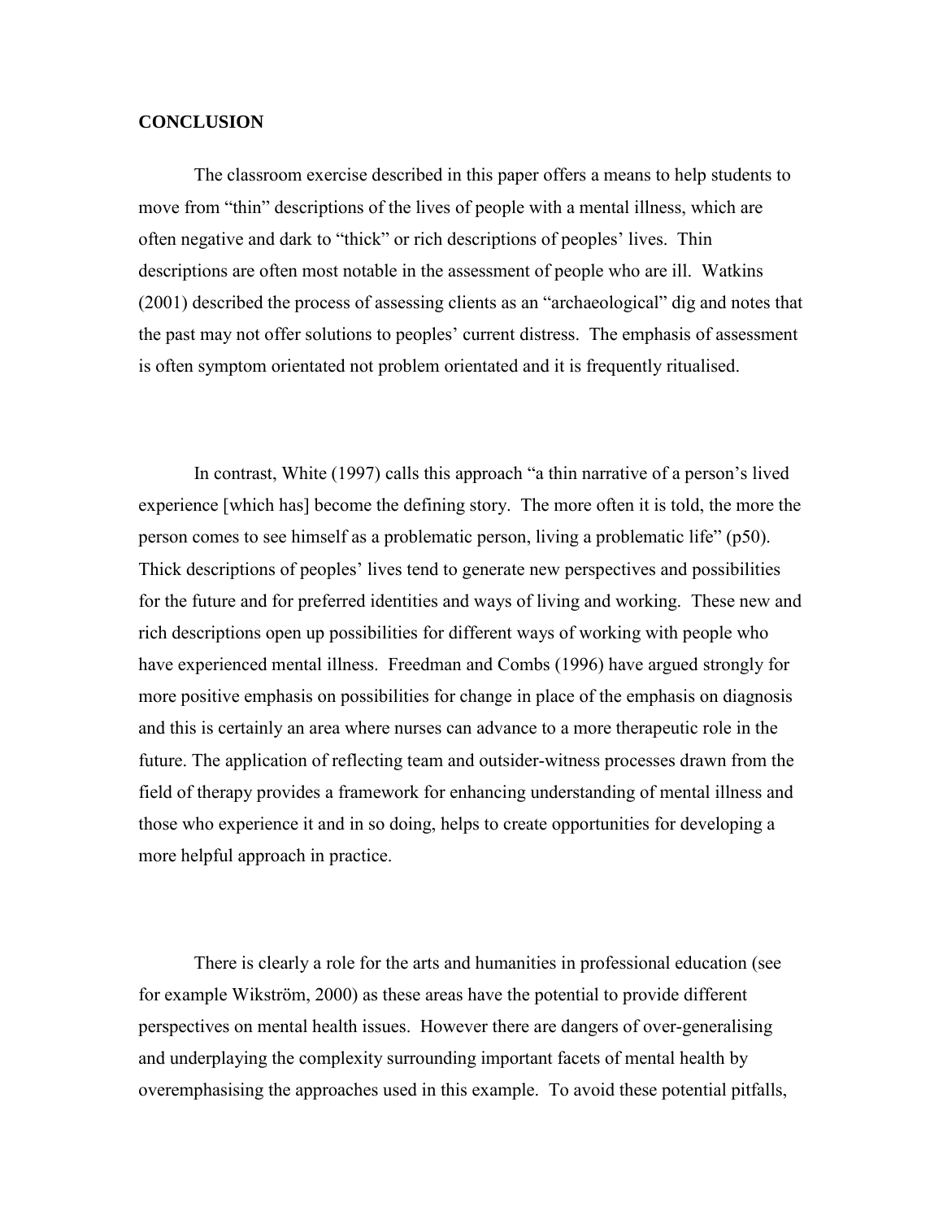## CONCLUSION

The classroom exercise described in this paper offers a means to help students to move from "thin" descriptions of the lives of people with a mental illness, which are often negative and dark to "thick" or rich descriptions of peoples' lives. Thin descriptions are often most notable in the assessment of people who are ill. Watkins (2001) described the process of assessing clients as an "archaeological" dig and notes that the past may not offer solutions to peoples' current distress. The emphasis of assessment is often symptom orientated not problem orientated and it is frequently ritualised.

In contrast, White (1997) calls this approach "a thin narrative of a person's lived experience [which has] become the defining story. The more often it is told, the more the person comes to see himself as a problematic person, living a problematic life" (p50). Thick descriptions of peoples' lives tend to generate new perspectives and possibilities for the future and for preferred identities and ways of living and working. These new and rich descriptions open up possibilities for different ways of working with people who have experienced mental illness. Freedman and Combs (1996) have argued strongly for more positive emphasis on possibilities for change in place of the emphasis on diagnosis and this is certainly an area where nurses can advance to a more therapeutic role in the future. The application of reflecting team and outsider-witness processes drawn from the field of therapy provides a framework for enhancing understanding of mental illness and those who experience it and in so doing, helps to create opportunities for developing a more helpful approach in practice.

There is clearly a role for the arts and humanities in professional education (see for example Wikström, 2000) as these areas have the potential to provide different perspectives on mental health issues. However there are dangers of over-generalising and underplaying the complexity surrounding important facets of mental health by overemphasising the approaches used in this example. To avoid these potential pitfalls,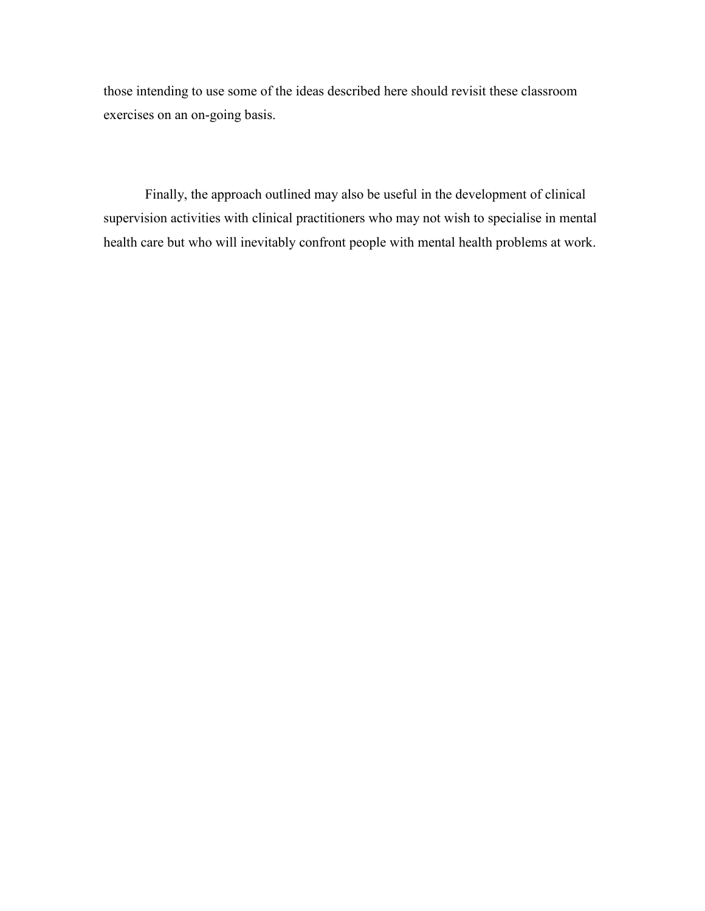those intending to use some of the ideas described here should revisit these classroom exercises on an on-going basis.

Finally, the approach outlined may also be useful in the development of clinical supervision activities with clinical practitioners who may not wish to specialise in mental health care but who will inevitably confront people with mental health problems at work.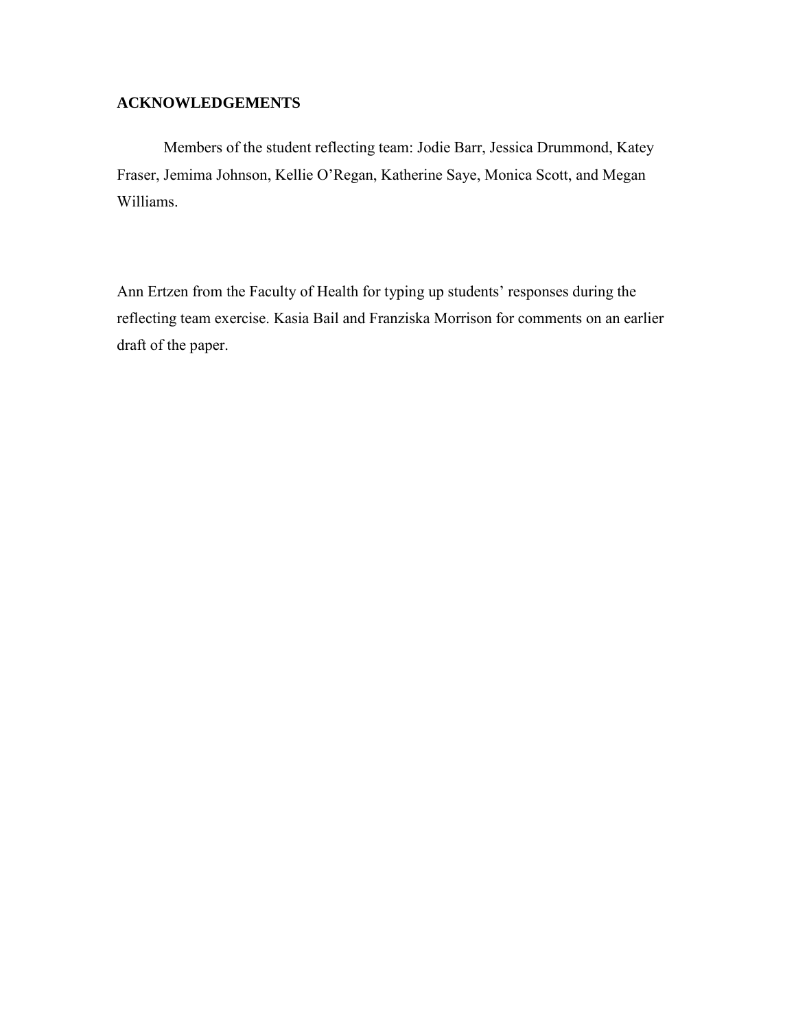## ACKNOWLEDGEMENTS

Members of the student reflecting team: Jodie Barr, Jessica Drummond, Katey Fraser, Jemima Johnson, Kellie O'Regan, Katherine Saye, Monica Scott, and Megan Williams.

Ann Ertzen from the Faculty of Health for typing up students' responses during the reflecting team exercise. Kasia Bail and Franziska Morrison for comments on an earlier draft of the paper.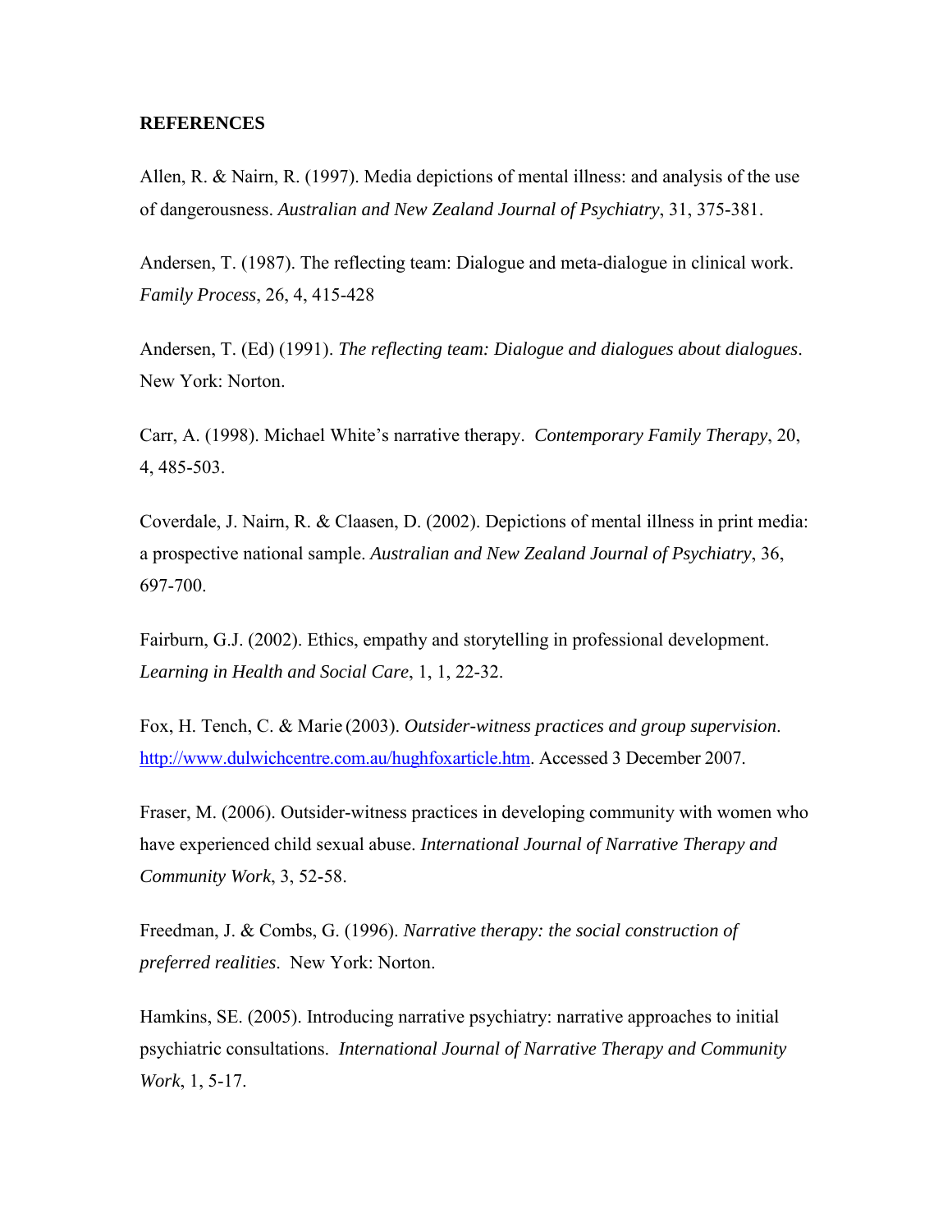## REFERENCES

Allen, R. & Nairn, R. (1997). Media depictions of mental illness: and analysis of the use of dangerousness. *Australian and New Zealand Journal of Psychiatry*, 31, 375-381.

Andersen, T. (1987). The reflecting team: Dialogue and meta-dialogue in clinical work. *Family Process*, 26, 4, 415-428

Andersen, T. (Ed) (1991). *The reflecting team: Dialogue and dialogues about dialogues*. New York: Norton.

Carr, A. (1998). Michael White's narrative therapy. *Contemporary Family Therapy*, 20, 4, 485-503.

Coverdale, J. Nairn, R. & Claasen, D. (2002). Depictions of mental illness in print media: a prospective national sample. *Australian and New Zealand Journal of Psychiatry*, 36, 697-700.

Fairburn, G.J. (2002). Ethics, empathy and storytelling in professional development. *Learning in Health and Social Care*, 1, 1, 22-32.

Fox, H. Tench, C. & Marie (2003). *Outsider-witness practices and group supervision*. http://www.dulwichcentre.com.au/hughfoxarticle.htm. Accessed 3 December 2007.

Fraser, M. (2006). Outsider-witness practices in developing community with women who have experienced child sexual abuse. *International Journal of Narrative Therapy and Community Work*, 3, 52-58.

Freedman, J. & Combs, G. (1996). *Narrative therapy: the social construction of preferred realities*. New York: Norton.

Hamkins, SE. (2005). Introducing narrative psychiatry: narrative approaches to initial psychiatric consultations. *International Journal of Narrative Therapy and Community Work*, 1, 5-17.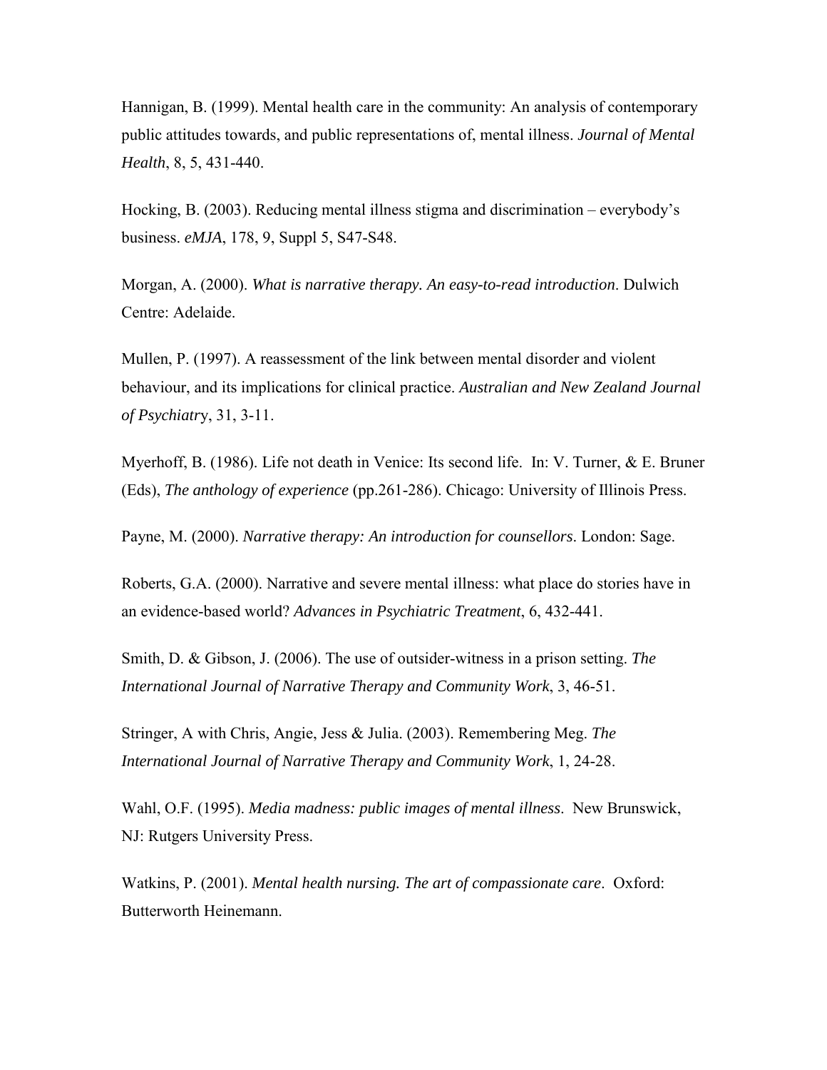Hannigan, B. (1999). Mental health care in the community: An analysis of contemporary public attitudes towards, and public representations of, mental illness. *Journal of Mental Health*, 8, 5, 431-440.

Hocking, B. (2003). Reducing mental illness stigma and discrimination – everybody's business. *eMJA*, 178, 9, Suppl 5, S47-S48.

Morgan, A. (2000). *What is narrative therapy. An easy-to-read introduction*. Dulwich Centre: Adelaide.

Mullen, P. (1997). A reassessment of the link between mental disorder and violent behaviour, and its implications for clinical practice. *Australian and New Zealand Journal of Psychiatry*, 31, 3-11.

Myerhoff, B. (1986). Life not death in Venice: Its second life. In: V. Turner, & E. Bruner (Eds), *The anthology of experience* (pp.261-286). Chicago: University of Illinois Press.

Payne, M. (2000). *Narrative therapy: An introduction for counsellors*. London: Sage.

Roberts, G.A. (2000). Narrative and severe mental illness: what place do stories have in an evidence-based world? *Advances in Psychiatric Treatment*, 6, 432-441.

Smith, D. & Gibson, J. (2006). The use of outsider-witness in a prison setting. *The International Journal of Narrative Therapy and Community Work*, 3, 46-51.

Stringer, A with Chris, Angie, Jess & Julia. (2003). Remembering Meg. *The International Journal of Narrative Therapy and Community Work*, 1, 24-28.

Wahl, O.F. (1995). *Media madness: public images of mental illness*. New Brunswick, NJ: Rutgers University Press.

Watkins, P. (2001). *Mental health nursing. The art of compassionate care*. Oxford: Butterworth Heinemann.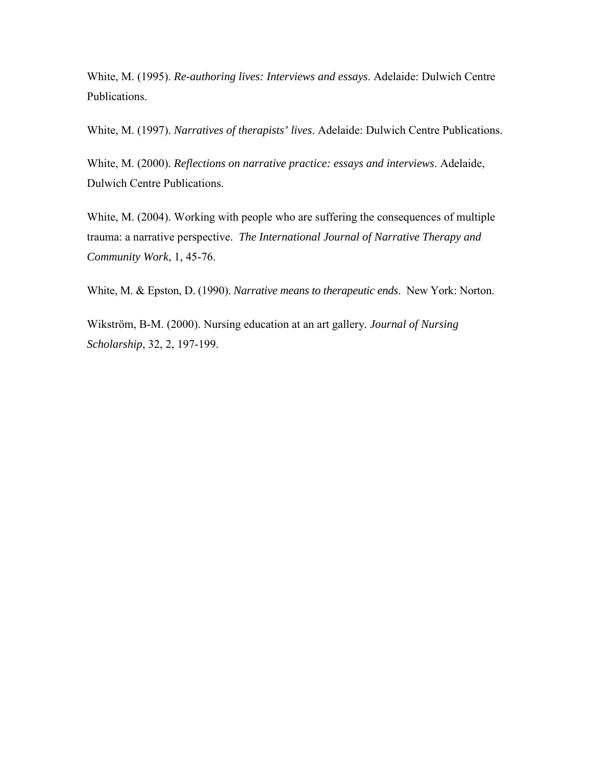White, M. (1995). *Re-authoring lives: Interviews and essays*. Adelaide: Dulwich Centre Publications.

White, M. (1997). *Narratives of therapists' lives*. Adelaide: Dulwich Centre Publications.

White, M. (2000). *Reflections on narrative practice: essays and interviews*. Adelaide, Dulwich Centre Publications.

White, M. (2004). Working with people who are suffering the consequences of multiple trauma: a narrative perspective. *The International Journal of Narrative Therapy and Community Work*, 1, 45-76.

White, M. & Epston, D. (1990). *Narrative means to therapeutic ends*. New York: Norton.

Wikström, B-M. (2000). Nursing education at an art gallery. *Journal of Nursing Scholarship*, 32, 2, 197-199.